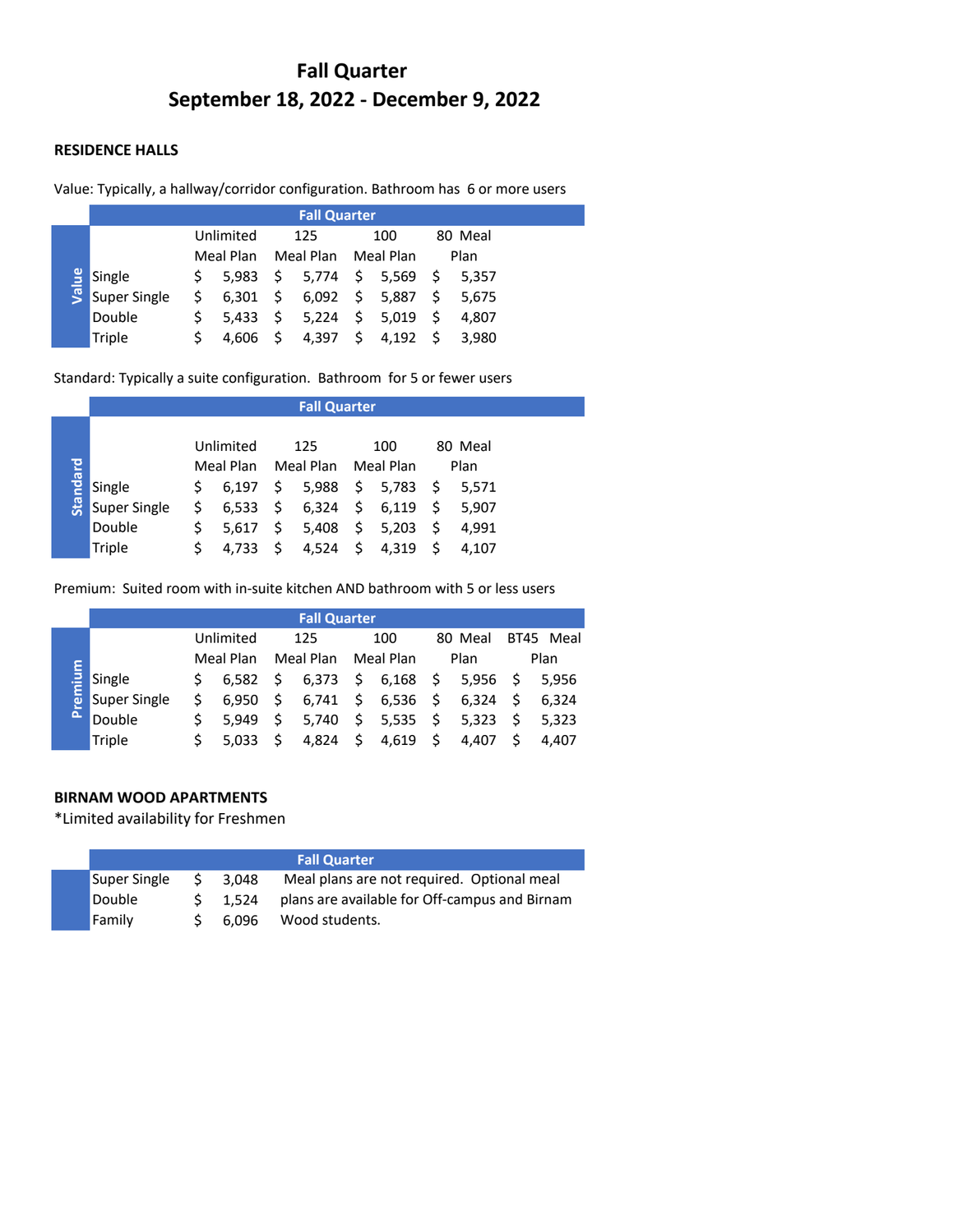# Fall Quarter

## September 18, 2022 - December 9, 2022

### RESIDENCE HALLS

Value: Typically, a hallway/corridor configuration. Bathroom has 6 or more users

| Value | Fall Quarter | | | |
|---|---|---|---|---|
| | Unlimited Meal Plan | 125 Meal Plan | 100 Meal Plan | 80 Meal Plan |
| Single | $ 5,983 | $ 5,774 | $ 5,569 | $ 5,357 |
| Super Single | $ 6,301 | $ 6,092 | $ 5,887 | $ 5,675 |
| Double | $ 5,433 | $ 5,224 | $ 5,019 | $ 4,807 |
| Triple | $ 4,606 | $ 4,397 | $ 4,192 | $ 3,980 |

Standard: Typically a suite configuration. Bathroom for 5 or fewer users

| Standard | Fall Quarter | | | |
|---|---|---|---|---|
| | Unlimited Meal Plan | 125 Meal Plan | 100 Meal Plan | 80 Meal Plan |
| Single | $ 6,197 | $ 5,988 | $ 5,783 | $ 5,571 |
| Super Single | $ 6,533 | $ 6,324 | $ 6,119 | $ 5,907 |
| Double | $ 5,617 | $ 5,408 | $ 5,203 | $ 4,991 |
| Triple | $ 4,733 | $ 4,524 | $ 4,319 | $ 4,107 |

Premium: Suited room with in-suite kitchen AND bathroom with 5 or less users

| Premium | Fall Quarter | | | | |
|---|---|---|---|---|---|
| | Unlimited Meal Plan | 125 Meal Plan | 100 Meal Plan | 80 Meal Plan | BT45 Meal Plan |
| Single | $ 6,582 | $ 6,373 | $ 6,168 | $ 5,956 | $ 5,956 |
| Super Single | $ 6,950 | $ 6,741 | $ 6,536 | $ 6,324 | $ 6,324 |
| Double | $ 5,949 | $ 5,740 | $ 5,535 | $ 5,323 | $ 5,323 |
| Triple | $ 5,033 | $ 4,824 | $ 4,619 | $ 4,407 | $ 4,407 |

### BIRNAM WOOD APARTMENTS

*Limited availability for Freshmen

| | Fall Quarter | |
|---|---|---|
| Super Single | $ 3,048 | Meal plans are not required. Optional meal plans are available for Off-campus and Birnam Wood students. |
| Double | $ 1,524 | |
| Family | $ 6,096 | |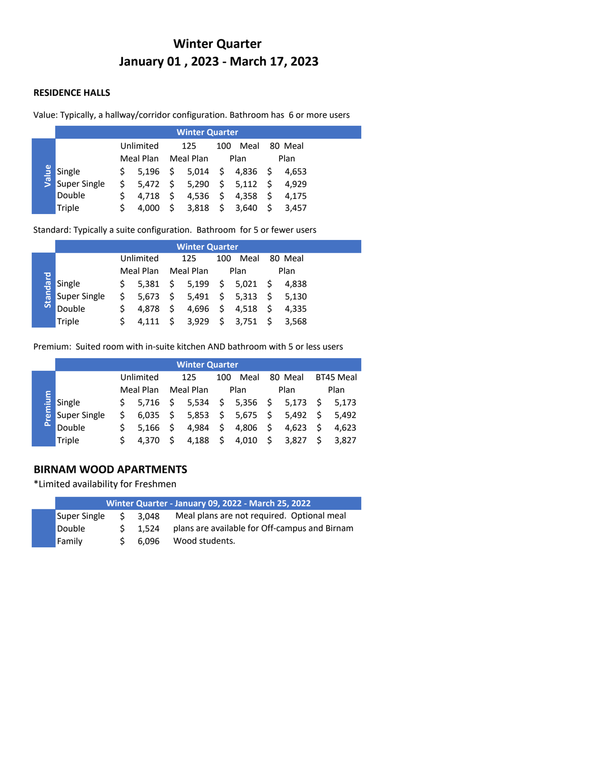# Winter Quarter
# January 01 , 2023 - March 17, 2023

### RESIDENCE HALLS

Value: Typically, a hallway/corridor configuration. Bathroom has 6 or more users

| Value | Winter Quarter | | | |
|---|---|---|---|---|
| | Unlimited Meal Plan | 125 Meal Plan | 100 Meal Plan | 80 Meal Plan |
| Single | $ 5,196 | $ 5,014 | $ 4,836 | $ 4,653 |
| Super Single | $ 5,472 | $ 5,290 | $ 5,112 | $ 4,929 |
| Double | $ 4,718 | $ 4,536 | $ 4,358 | $ 4,175 |
| Triple | $ 4,000 | $ 3,818 | $ 3,640 | $ 3,457 |

Standard: Typically a suite configuration. Bathroom for 5 or fewer users

| Standard | Winter Quarter | | | |
|---|---|---|---|---|
| | Unlimited Meal Plan | 125 Meal Plan | 100 Meal Plan | 80 Meal Plan |
| Single | $ 5,381 | $ 5,199 | $ 5,021 | $ 4,838 |
| Super Single | $ 5,673 | $ 5,491 | $ 5,313 | $ 5,130 |
| Double | $ 4,878 | $ 4,696 | $ 4,518 | $ 4,335 |
| Triple | $ 4,111 | $ 3,929 | $ 3,751 | $ 3,568 |

Premium: Suited room with in-suite kitchen AND bathroom with 5 or less users

| Premium | Winter Quarter | | | | |
|---|---|---|---|---|---|
| | Unlimited Meal Plan | 125 Meal Plan | 100 Meal Plan | 80 Meal Plan | BT45 Meal Plan |
| Single | $ 5,716 | $ 5,534 | $ 5,356 | $ 5,173 | $ 5,173 |
| Super Single | $ 6,035 | $ 5,853 | $ 5,675 | $ 5,492 | $ 5,492 |
| Double | $ 5,166 | $ 4,984 | $ 4,806 | $ 4,623 | $ 4,623 |
| Triple | $ 4,370 | $ 4,188 | $ 4,010 | $ 3,827 | $ 3,827 |

## BIRNAM WOOD APARTMENTS

*Limited availability for Freshmen

| Winter Quarter - January 09, 2022 - March 25, 2022 | | |
|---|---|---|
| Super Single | $ 3,048 | Meal plans are not required. Optional meal plans are available for Off-campus and Birnam Wood students. |
| Double | $ 1,524 | |
| Family | $ 6,096 | |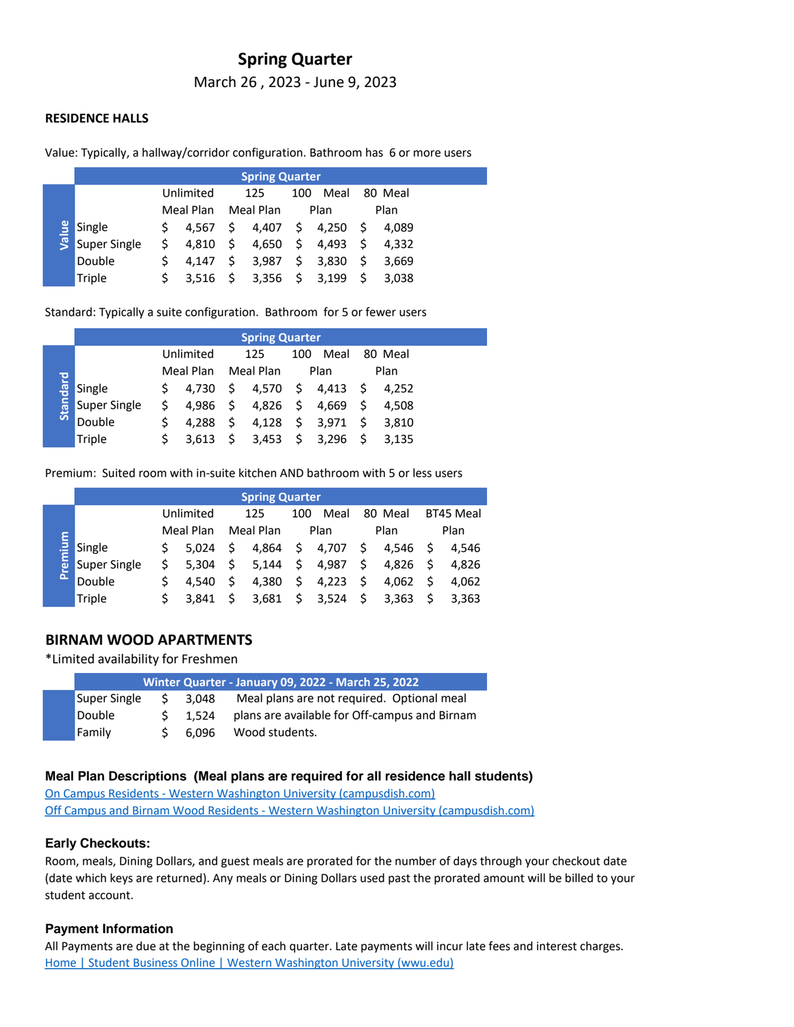# Spring Quarter

March 26 , 2023 - June 9, 2023

**RESIDENCE HALLS**

Value: Typically, a hallway/corridor configuration. Bathroom has 6 or more users

| Value | Unlimited Meal Plan | 125 Meal Plan | 100 Meal Plan | 80 Meal Plan |
|---|---|---|---|---|
| | **Spring Quarter** | | | |
| Single | $ 4,567 | $ 4,407 | $ 4,250 | $ 4,089 |
| Super Single | $ 4,810 | $ 4,650 | $ 4,493 | $ 4,332 |
| Double | $ 4,147 | $ 3,987 | $ 3,830 | $ 3,669 |
| Triple | $ 3,516 | $ 3,356 | $ 3,199 | $ 3,038 |

Standard: Typically a suite configuration. Bathroom for 5 or fewer users

| Standard | Unlimited Meal Plan | 125 Meal Plan | 100 Meal Plan | 80 Meal Plan |
|---|---|---|---|---|
| | **Spring Quarter** | | | |
| Single | $ 4,730 | $ 4,570 | $ 4,413 | $ 4,252 |
| Super Single | $ 4,986 | $ 4,826 | $ 4,669 | $ 4,508 |
| Double | $ 4,288 | $ 4,128 | $ 3,971 | $ 3,810 |
| Triple | $ 3,613 | $ 3,453 | $ 3,296 | $ 3,135 |

Premium: Suited room with in-suite kitchen AND bathroom with 5 or less users

| Premium | Unlimited Meal Plan | 125 Meal Plan | 100 Meal Plan | 80 Meal Plan | BT45 Meal Plan |
|---|---|---|---|---|---|
| | **Spring Quarter** | | | | |
| Single | $ 5,024 | $ 4,864 | $ 4,707 | $ 4,546 | $ 4,546 |
| Super Single | $ 5,304 | $ 5,144 | $ 4,987 | $ 4,826 | $ 4,826 |
| Double | $ 4,540 | $ 4,380 | $ 4,223 | $ 4,062 | $ 4,062 |
| Triple | $ 3,841 | $ 3,681 | $ 3,524 | $ 3,363 | $ 3,363 |

## BIRNAM WOOD APARTMENTS

*Limited availability for Freshmen

| Winter Quarter - January 09, 2022 - March 25, 2022 | | |
|---|---|---|
| Super Single | $ 3,048 | Meal plans are not required. Optional meal plans are available for Off-campus and Birnam Wood students. |
| Double | $ 1,524 | |
| Family | $ 6,096 | |

### Meal Plan Descriptions (Meal plans are required for all residence hall students)

On Campus Residents - Western Washington University (campusdish.com)

Off Campus and Birnam Wood Residents - Western Washington University (campusdish.com)

### Early Checkouts:

Room, meals, Dining Dollars, and guest meals are prorated for the number of days through your checkout date (date which keys are returned). Any meals or Dining Dollars used past the prorated amount will be billed to your student account.

### Payment Information

All Payments are due at the beginning of each quarter. Late payments will incur late fees and interest charges.

Home | Student Business Online | Western Washington University (wwu.edu)